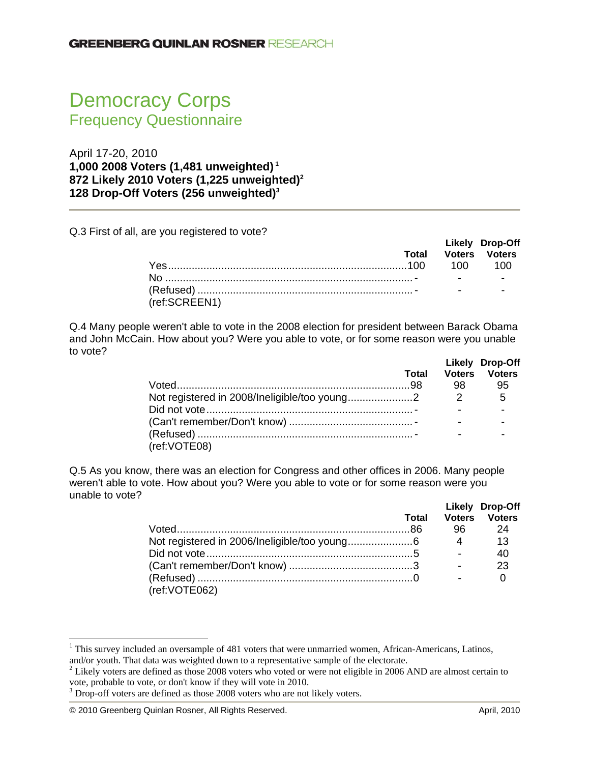GREENBERG QUINLAN ROSNER RESEARCH

# Democracy Corps
## Frequency Questionnaire

April 17-20, 2010
**1,000 2008 Voters (1,481 unweighted)[1]**
**872 Likely 2010 Voters (1,225 unweighted)[2]**
**128 Drop-Off Voters (256 unweighted)[3]**

---

Q.3 First of all, are you registered to vote?

| | Total | Likely Voters | Drop-Off Voters |
|---|---|---|---|
| Yes | 100 | 100 | 100 |
| No | - | - | - |
| (Refused) | - | - | - |

(ref:SCREEN1)

Q.4 Many people weren't able to vote in the 2008 election for president between Barack Obama and John McCain. How about you? Were you able to vote, or for some reason were you unable to vote?

| | Total | Likely Voters | Drop-Off Voters |
|---|---|---|---|
| Voted | 98 | 98 | 95 |
| Not registered in 2008/Ineligible/too young | 2 | 2 | 5 |
| Did not vote | - | - | - |
| (Can't remember/Don't know) | - | - | - |
| (Refused) | - | - | - |

(ref:VOTE08)

Q.5 As you know, there was an election for Congress and other offices in 2006. Many people weren't able to vote. How about you? Were you able to vote or for some reason were you unable to vote?

| | Total | Likely Voters | Drop-Off Voters |
|---|---|---|---|
| Voted | 86 | 96 | 24 |
| Not registered in 2006/Ineligible/too young | 6 | 4 | 13 |
| Did not vote | 5 | - | 40 |
| (Can't remember/Don't know) | 3 | - | 23 |
| (Refused) | 0 | - | 0 |

(ref:VOTE062)

---

[1] This survey included an oversample of 481 voters that were unmarried women, African-Americans, Latinos, and/or youth. That data was weighted down to a representative sample of the electorate.
[2] Likely voters are defined as those 2008 voters who voted or were not eligible in 2006 AND are almost certain to vote, probable to vote, or don't know if they will vote in 2010.
[3] Drop-off voters are defined as those 2008 voters who are not likely voters.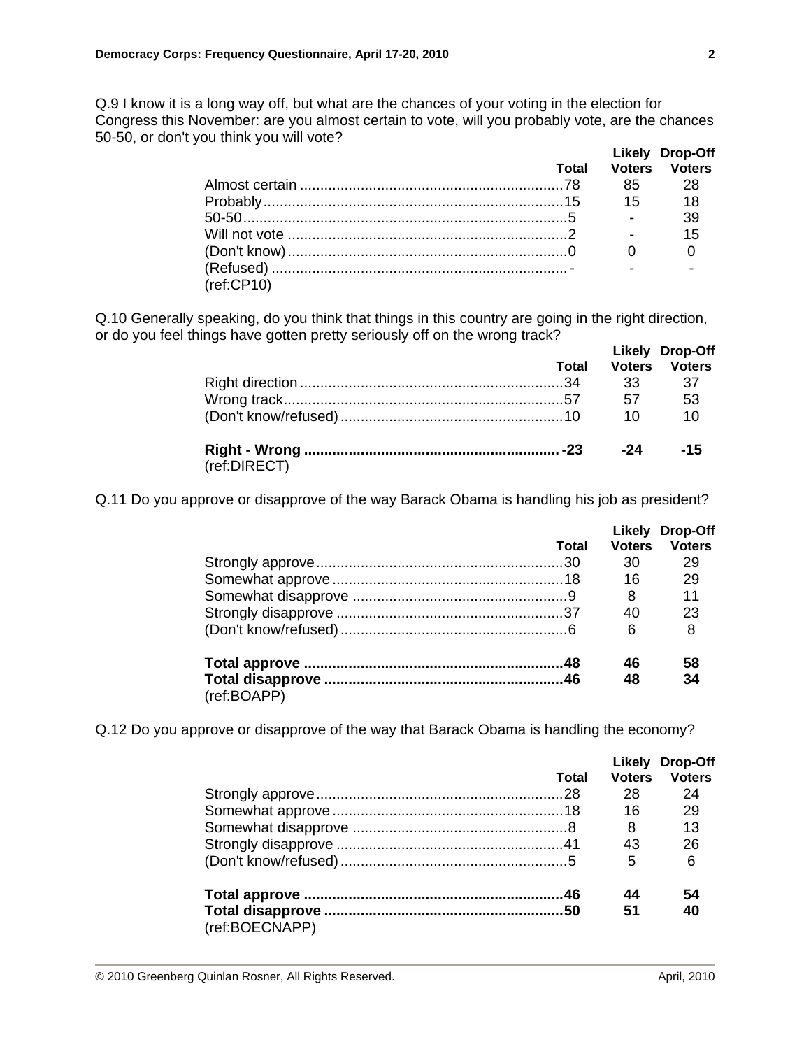Q.9 I know it is a long way off, but what are the chances of your voting in the election for Congress this November: are you almost certain to vote, will you probably vote, are the chances 50-50, or don't you think you will vote?

| | Total | Likely Voters | Drop-Off Voters |
|---|---|---|---|
| Almost certain | 78 | 85 | 28 |
| Probably | 15 | 15 | 18 |
| 50-50 | 5 | - | 39 |
| Will not vote | 2 | - | 15 |
| (Don't know) | 0 | 0 | 0 |
| (Refused) | - | - | - |

(ref:CP10)

Q.10 Generally speaking, do you think that things in this country are going in the right direction, or do you feel things have gotten pretty seriously off on the wrong track?

| | Total | Likely Voters | Drop-Off Voters |
|---|---|---|---|
| Right direction | 34 | 33 | 37 |
| Wrong track | 57 | 57 | 53 |
| (Don't know/refused) | 10 | 10 | 10 |
| **Right - Wrong** | **-23** | **-24** | **-15** |

(ref:DIRECT)

Q.11 Do you approve or disapprove of the way Barack Obama is handling his job as president?

| | Total | Likely Voters | Drop-Off Voters |
|---|---|---|---|
| Strongly approve | 30 | 30 | 29 |
| Somewhat approve | 18 | 16 | 29 |
| Somewhat disapprove | 9 | 8 | 11 |
| Strongly disapprove | 37 | 40 | 23 |
| (Don't know/refused) | 6 | 6 | 8 |
| **Total approve** | **48** | **46** | **58** |
| **Total disapprove** | **46** | **48** | **34** |

(ref:BOAPP)

Q.12 Do you approve or disapprove of the way that Barack Obama is handling the economy?

| | Total | Likely Voters | Drop-Off Voters |
|---|---|---|---|
| Strongly approve | 28 | 28 | 24 |
| Somewhat approve | 18 | 16 | 29 |
| Somewhat disapprove | 8 | 8 | 13 |
| Strongly disapprove | 41 | 43 | 26 |
| (Don't know/refused) | 5 | 5 | 6 |
| **Total approve** | **46** | **44** | **54** |
| **Total disapprove** | **50** | **51** | **40** |

(ref:BOECNAPP)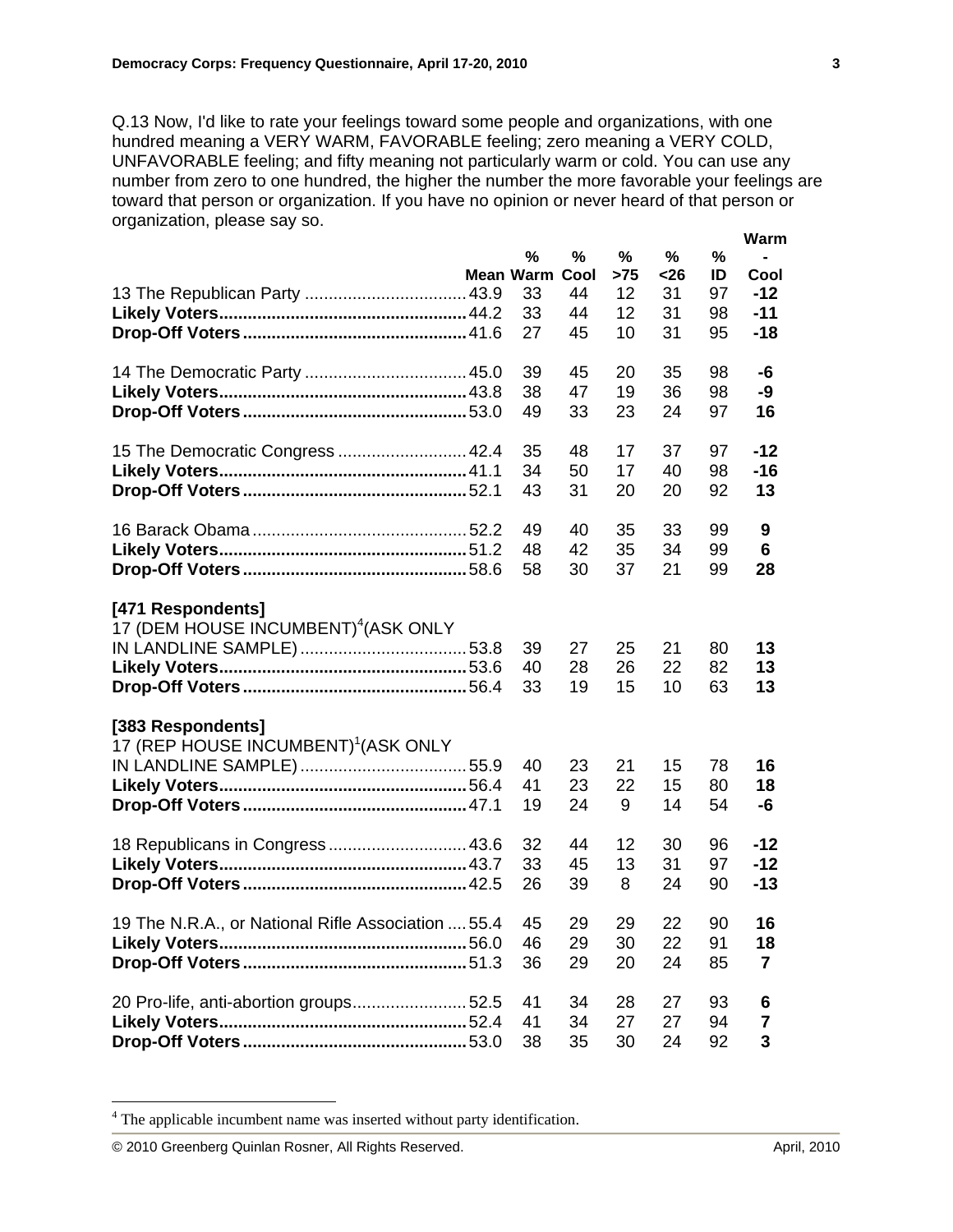Q.13 Now, I'd like to rate your feelings toward some people and organizations, with one hundred meaning a VERY WARM, FAVORABLE feeling; zero meaning a VERY COLD, UNFAVORABLE feeling; and fifty meaning not particularly warm or cold. You can use any number from zero to one hundred, the higher the number the more favorable your feelings are toward that person or organization. If you have no opinion or never heard of that person or organization, please say so.

| | Mean | % Warm | % Cool | % >75 | % <26 | % ID | Warm - Cool |
|---|---|---|---|---|---|---|---|
| 13 The Republican Party | 43.9 | 33 | 44 | 12 | 31 | 97 | **-12** |
| **Likely Voters** | 44.2 | 33 | 44 | 12 | 31 | 98 | **-11** |
| **Drop-Off Voters** | 41.6 | 27 | 45 | 10 | 31 | 95 | **-18** |
| | | | | | | | |
| 14 The Democratic Party | 45.0 | 39 | 45 | 20 | 35 | 98 | **-6** |
| **Likely Voters** | 43.8 | 38 | 47 | 19 | 36 | 98 | **-9** |
| **Drop-Off Voters** | 53.0 | 49 | 33 | 23 | 24 | 97 | **16** |
| | | | | | | | |
| 15 The Democratic Congress | 42.4 | 35 | 48 | 17 | 37 | 97 | **-12** |
| **Likely Voters** | 41.1 | 34 | 50 | 17 | 40 | 98 | **-16** |
| **Drop-Off Voters** | 52.1 | 43 | 31 | 20 | 20 | 92 | **13** |
| | | | | | | | |
| 16 Barack Obama | 52.2 | 49 | 40 | 35 | 33 | 99 | **9** |
| **Likely Voters** | 51.2 | 48 | 42 | 35 | 34 | 99 | **6** |
| **Drop-Off Voters** | 58.6 | 58 | 30 | 37 | 21 | 99 | **28** |
| | | | | | | | |
| **[471 Respondents]** 17 (DEM HOUSE INCUMBENT)[4](ASK ONLY IN LANDLINE SAMPLE) | 53.8 | 39 | 27 | 25 | 21 | 80 | **13** |
| **Likely Voters** | 53.6 | 40 | 28 | 26 | 22 | 82 | **13** |
| **Drop-Off Voters** | 56.4 | 33 | 19 | 15 | 10 | 63 | **13** |
| | | | | | | | |
| **[383 Respondents]** 17 (REP HOUSE INCUMBENT)[1](ASK ONLY IN LANDLINE SAMPLE) | 55.9 | 40 | 23 | 21 | 15 | 78 | **16** |
| **Likely Voters** | 56.4 | 41 | 23 | 22 | 15 | 80 | **18** |
| **Drop-Off Voters** | 47.1 | 19 | 24 | 9 | 14 | 54 | **-6** |
| | | | | | | | |
| 18 Republicans in Congress | 43.6 | 32 | 44 | 12 | 30 | 96 | **-12** |
| **Likely Voters** | 43.7 | 33 | 45 | 13 | 31 | 97 | **-12** |
| **Drop-Off Voters** | 42.5 | 26 | 39 | 8 | 24 | 90 | **-13** |
| | | | | | | | |
| 19 The N.R.A., or National Rifle Association | 55.4 | 45 | 29 | 29 | 22 | 90 | **16** |
| **Likely Voters** | 56.0 | 46 | 29 | 30 | 22 | 91 | **18** |
| **Drop-Off Voters** | 51.3 | 36 | 29 | 20 | 24 | 85 | **7** |
| | | | | | | | |
| 20 Pro-life, anti-abortion groups | 52.5 | 41 | 34 | 28 | 27 | 93 | **6** |
| **Likely Voters** | 52.4 | 41 | 34 | 27 | 27 | 94 | **7** |
| **Drop-Off Voters** | 53.0 | 38 | 35 | 30 | 24 | 92 | **3** |

[4] The applicable incumbent name was inserted without party identification.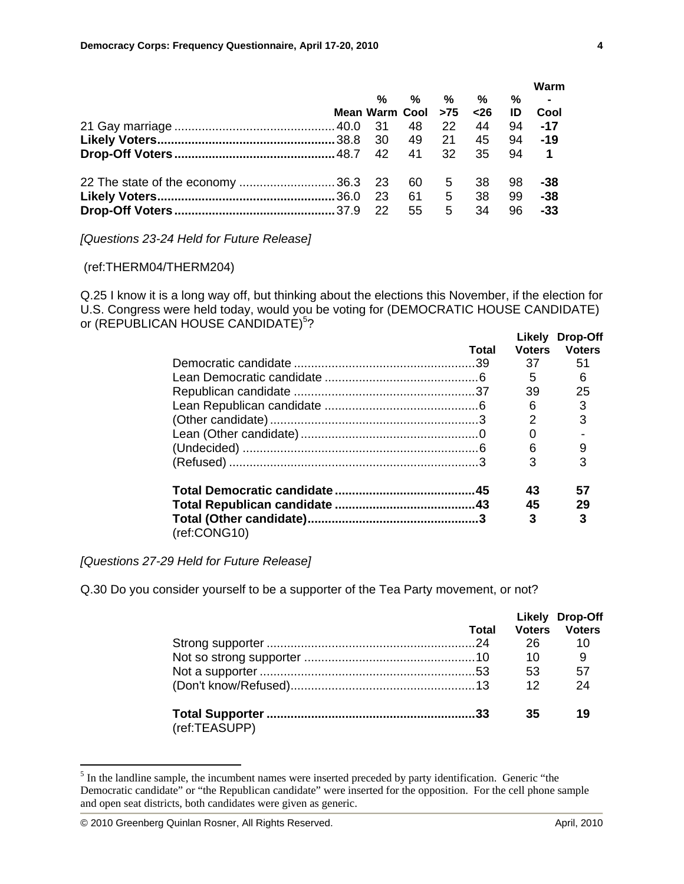| | Mean | % Warm | % Cool | % >75 | % <26 | % ID | Warm - Cool |
|---|---|---|---|---|---|---|---|
| 21 Gay marriage | 40.0 | 31 | 48 | 22 | 44 | 94 | **-17** |
| **Likely Voters** | 38.8 | 30 | 49 | 21 | 45 | 94 | **-19** |
| **Drop-Off Voters** | 48.7 | 42 | 41 | 32 | 35 | 94 | **1** |
| | | | | | | | |
| 22 The state of the economy | 36.3 | 23 | 60 | 5 | 38 | 98 | **-38** |
| **Likely Voters** | 36.0 | 23 | 61 | 5 | 38 | 99 | **-38** |
| **Drop-Off Voters** | 37.9 | 22 | 55 | 5 | 34 | 96 | **-33** |

*[Questions 23-24 Held for Future Release]*

(ref:THERM04/THERM204)

Q.25 I know it is a long way off, but thinking about the elections this November, if the election for U.S. Congress were held today, would you be voting for (DEMOCRATIC HOUSE CANDIDATE) or (REPUBLICAN HOUSE CANDIDATE)[5]?

| | Total | Likely Voters | Drop-Off Voters |
|---|---|---|---|
| Democratic candidate | 39 | 37 | 51 |
| Lean Democratic candidate | 6 | 5 | 6 |
| Republican candidate | 37 | 39 | 25 |
| Lean Republican candidate | 6 | 6 | 3 |
| (Other candidate) | 3 | 2 | 3 |
| Lean (Other candidate) | 0 | 0 | - |
| (Undecided) | 6 | 6 | 9 |
| (Refused) | 3 | 3 | 3 |
| | | | |
| **Total Democratic candidate** | **45** | **43** | **57** |
| **Total Republican candidate** | **43** | **45** | **29** |
| **Total (Other candidate)** | **3** | **3** | **3** |

(ref:CONG10)

*[Questions 27-29 Held for Future Release]*

Q.30 Do you consider yourself to be a supporter of the Tea Party movement, or not?

| | Total | Likely Voters | Drop-Off Voters |
|---|---|---|---|
| Strong supporter | 24 | 26 | 10 |
| Not so strong supporter | 10 | 10 | 9 |
| Not a supporter | 53 | 53 | 57 |
| (Don't know/Refused) | 13 | 12 | 24 |
| | | | |
| **Total Supporter** | **33** | **35** | **19** |

(ref:TEASUPP)

[5] In the landline sample, the incumbent names were inserted preceded by party identification. Generic "the Democratic candidate" or "the Republican candidate" were inserted for the opposition. For the cell phone sample and open seat districts, both candidates were given as generic.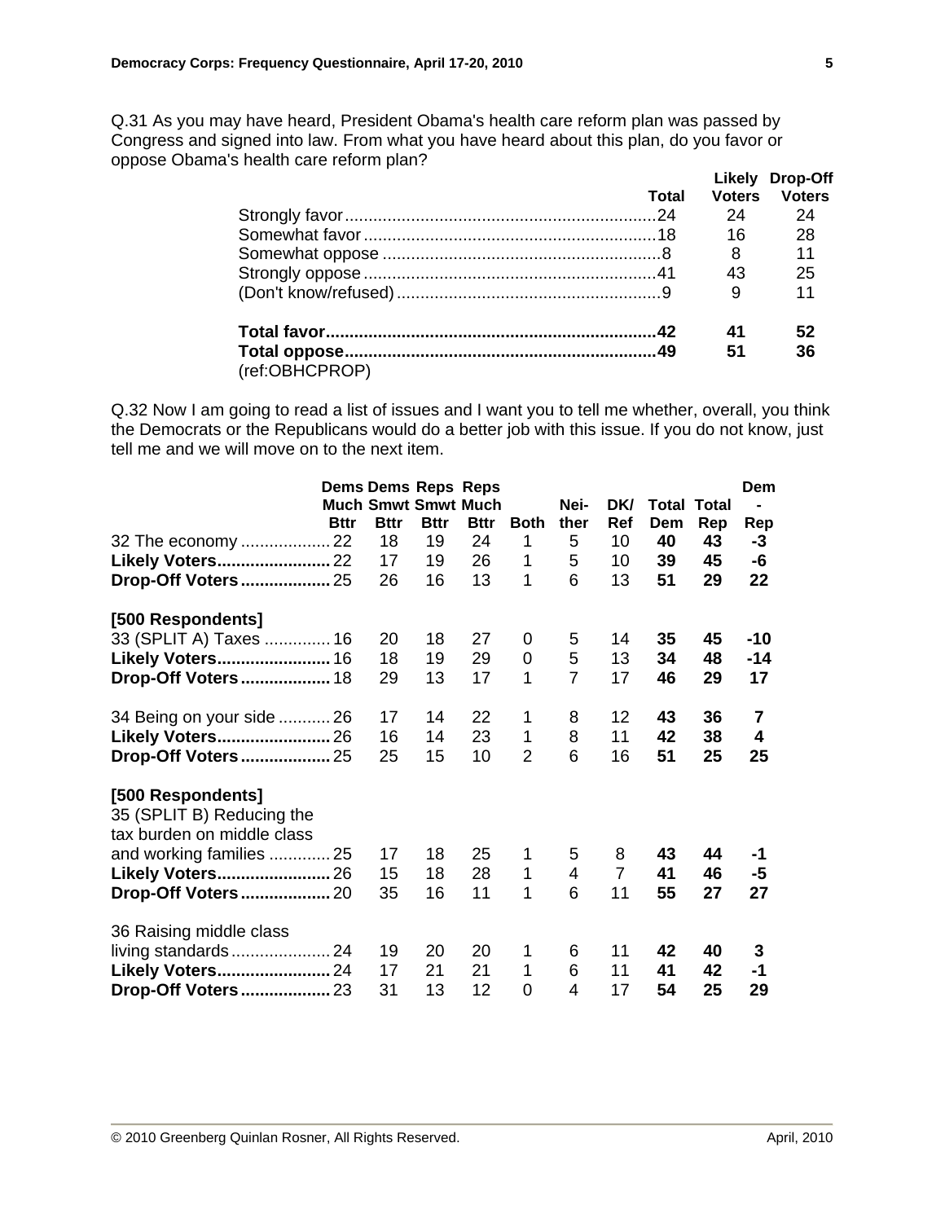Q.31 As you may have heard, President Obama's health care reform plan was passed by Congress and signed into law. From what you have heard about this plan, do you favor or oppose Obama's health care reform plan?

| | Total | Likely Voters | Drop-Off Voters |
|---|---|---|---|
| Strongly favor | 24 | 24 | 24 |
| Somewhat favor | 18 | 16 | 28 |
| Somewhat oppose | 8 | 8 | 11 |
| Strongly oppose | 41 | 43 | 25 |
| (Don't know/refused) | 9 | 9 | 11 |
| | | | |
| **Total favor** | **42** | **41** | **52** |
| **Total oppose** | **49** | **51** | **36** |

(ref:OBHCPROP)

Q.32 Now I am going to read a list of issues and I want you to tell me whether, overall, you think the Democrats or the Republicans would do a better job with this issue. If you do not know, just tell me and we will move on to the next item.

| | Dems Much Bttr | Dems Smwt Bttr | Reps Smwt Bttr | Reps Much Bttr | Both | Nei-ther | DK/ Ref | Total Dem | Total Rep | Dem - Rep |
|---|---|---|---|---|---|---|---|---|---|---|
| 32 The economy | 22 | 18 | 19 | 24 | 1 | 5 | 10 | **40** | **43** | **-3** |
| **Likely Voters** | 22 | 17 | 19 | 26 | 1 | 5 | 10 | **39** | **45** | **-6** |
| **Drop-Off Voters** | 25 | 26 | 16 | 13 | 1 | 6 | 13 | **51** | **29** | **22** |
| **[500 Respondents]** | | | | | | | | | | |
| 33 (SPLIT A) Taxes | 16 | 20 | 18 | 27 | 0 | 5 | 14 | **35** | **45** | **-10** |
| **Likely Voters** | 16 | 18 | 19 | 29 | 0 | 5 | 13 | **34** | **48** | **-14** |
| **Drop-Off Voters** | 18 | 29 | 13 | 17 | 1 | 7 | 17 | **46** | **29** | **17** |
| 34 Being on your side | 26 | 17 | 14 | 22 | 1 | 8 | 12 | **43** | **36** | **7** |
| **Likely Voters** | 26 | 16 | 14 | 23 | 1 | 8 | 11 | **42** | **38** | **4** |
| **Drop-Off Voters** | 25 | 25 | 15 | 10 | 2 | 6 | 16 | **51** | **25** | **25** |
| **[500 Respondents]** | | | | | | | | | | |
| 35 (SPLIT B) Reducing the tax burden on middle class and working families | 25 | 17 | 18 | 25 | 1 | 5 | 8 | **43** | **44** | **-1** |
| **Likely Voters** | 26 | 15 | 18 | 28 | 1 | 4 | 7 | **41** | **46** | **-5** |
| **Drop-Off Voters** | 20 | 35 | 16 | 11 | 1 | 6 | 11 | **55** | **27** | **27** |
| 36 Raising middle class living standards | 24 | 19 | 20 | 20 | 1 | 6 | 11 | **42** | **40** | **3** |
| **Likely Voters** | 24 | 17 | 21 | 21 | 1 | 6 | 11 | **41** | **42** | **-1** |
| **Drop-Off Voters** | 23 | 31 | 13 | 12 | 0 | 4 | 17 | **54** | **25** | **29** |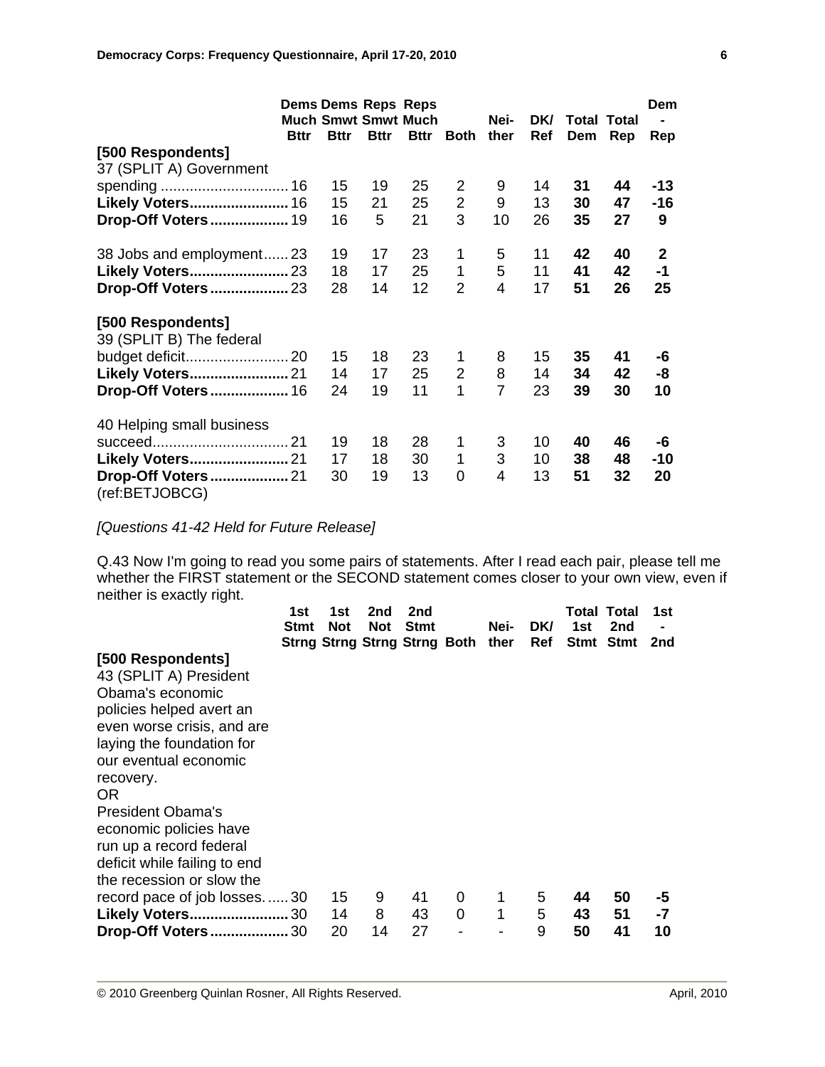| | Dems Much Bttr | Dems Smwt Bttr | Reps Smwt Bttr | Reps Much Bttr | Both | Nei- ther | DK/ Ref | Total Dem | Total Rep | Dem - Rep |
|---|---|---|---|---|---|---|---|---|---|---|
| **[500 Respondents]** | | | | | | | | | | |
| 37 (SPLIT A) Government spending | 16 | 15 | 19 | 25 | 2 | 9 | 14 | **31** | **44** | **-13** |
| **Likely Voters** | 16 | 15 | 21 | 25 | 2 | 9 | 13 | **30** | **47** | **-16** |
| **Drop-Off Voters** | 19 | 16 | 5 | 21 | 3 | 10 | 26 | **35** | **27** | **9** |
| | | | | | | | | | | |
| 38 Jobs and employment | 23 | 19 | 17 | 23 | 1 | 5 | 11 | **42** | **40** | **2** |
| **Likely Voters** | 23 | 18 | 17 | 25 | 1 | 5 | 11 | **41** | **42** | **-1** |
| **Drop-Off Voters** | 23 | 28 | 14 | 12 | 2 | 4 | 17 | **51** | **26** | **25** |
| | | | | | | | | | | |
| **[500 Respondents]** | | | | | | | | | | |
| 39 (SPLIT B) The federal budget deficit | 20 | 15 | 18 | 23 | 1 | 8 | 15 | **35** | **41** | **-6** |
| **Likely Voters** | 21 | 14 | 17 | 25 | 2 | 8 | 14 | **34** | **42** | **-8** |
| **Drop-Off Voters** | 16 | 24 | 19 | 11 | 1 | 7 | 23 | **39** | **30** | **10** |
| | | | | | | | | | | |
| 40 Helping small business succeed | 21 | 19 | 18 | 28 | 1 | 3 | 10 | **40** | **46** | **-6** |
| **Likely Voters** | 21 | 17 | 18 | 30 | 1 | 3 | 10 | **38** | **48** | **-10** |
| **Drop-Off Voters** | 21 | 30 | 19 | 13 | 0 | 4 | 13 | **51** | **32** | **20** |

(ref:BETJOBCG)

*[Questions 41-42 Held for Future Release]*

Q.43 Now I'm going to read you some pairs of statements. After I read each pair, please tell me whether the FIRST statement or the SECOND statement comes closer to your own view, even if neither is exactly right.

| | 1st Stmt Strng | 1st Not Strng | 2nd Not Strng | 2nd Stmt Strng | Both | Nei- ther | DK/ Ref | Total 1st Stmt | Total 2nd Stmt | 1st - 2nd |
|---|---|---|---|---|---|---|---|---|---|---|
| **[500 Respondents]** | | | | | | | | | | |
| 43 (SPLIT A) President Obama's economic policies helped avert an even worse crisis, and are laying the foundation for our eventual economic recovery. OR President Obama's economic policies have run up a record federal deficit while failing to end the recession or slow the record pace of job losses. | 30 | 15 | 9 | 41 | 0 | 1 | 5 | **44** | **50** | **-5** |
| **Likely Voters** | 30 | 14 | 8 | 43 | 0 | 1 | 5 | **43** | **51** | **-7** |
| **Drop-Off Voters** | 30 | 20 | 14 | 27 | - | - | 9 | **50** | **41** | **10** |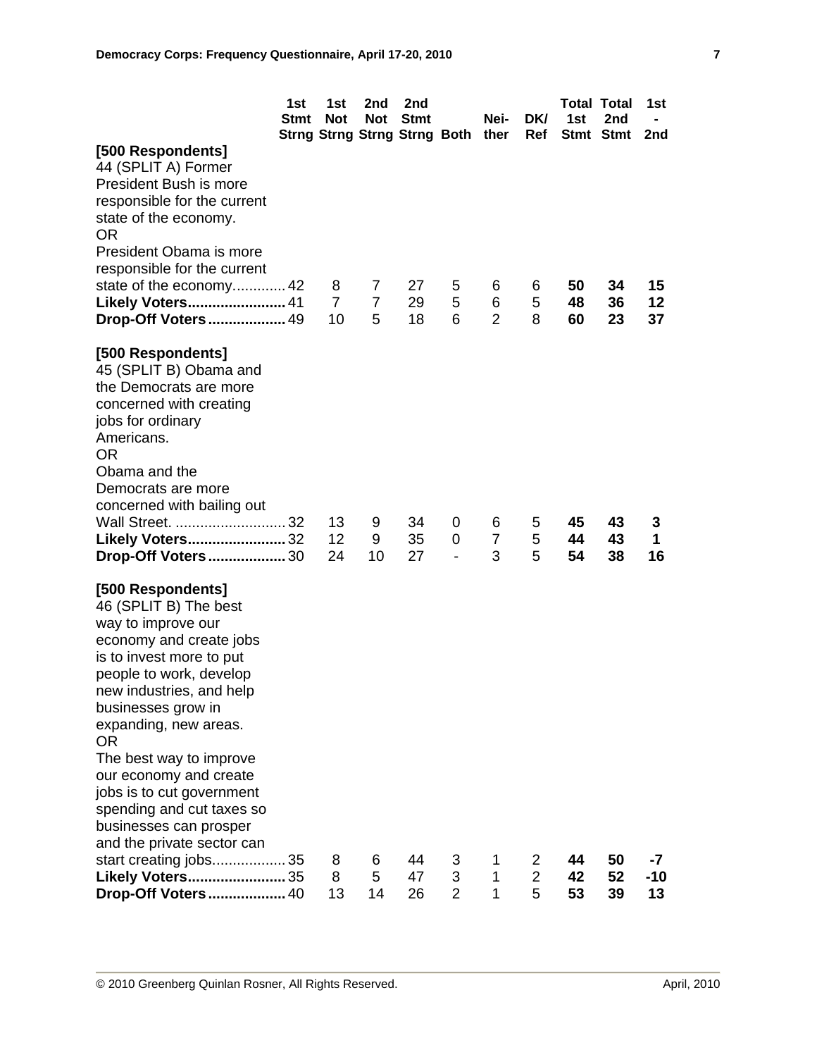| | 1st Stmt Strng | 1st Not Strng | 2nd Not Strng | 2nd Stmt Strng | Both | Nei-ther | DK/ Ref | Total 1st Stmt | Total 2nd Stmt | 1st - 2nd |
|---|---|---|---|---|---|---|---|---|---|---|
| **[500 Respondents]** 44 (SPLIT A) Former President Bush is more responsible for the current state of the economy. OR President Obama is more responsible for the current state of the economy. | 42 | 8 | 7 | 27 | 5 | 6 | 6 | **50** | **34** | **15** |
| **Likely Voters** | 41 | 7 | 7 | 29 | 5 | 6 | 5 | **48** | **36** | **12** |
| **Drop-Off Voters** | 49 | 10 | 5 | 18 | 6 | 2 | 8 | **60** | **23** | **37** |
| **[500 Respondents]** 45 (SPLIT B) Obama and the Democrats are more concerned with creating jobs for ordinary Americans. OR Obama and the Democrats are more concerned with bailing out Wall Street. | 32 | 13 | 9 | 34 | 0 | 6 | 5 | **45** | **43** | **3** |
| **Likely Voters** | 32 | 12 | 9 | 35 | 0 | 7 | 5 | **44** | **43** | **1** |
| **Drop-Off Voters** | 30 | 24 | 10 | 27 | - | 3 | 5 | **54** | **38** | **16** |
| **[500 Respondents]** 46 (SPLIT B) The best way to improve our economy and create jobs is to invest more to put people to work, develop new industries, and help businesses grow in expanding, new areas. OR The best way to improve our economy and create jobs is to cut government spending and cut taxes so businesses can prosper and the private sector can start creating jobs. | 35 | 8 | 6 | 44 | 3 | 1 | 2 | **44** | **50** | **-7** |
| **Likely Voters** | 35 | 8 | 5 | 47 | 3 | 1 | 2 | **42** | **52** | **-10** |
| **Drop-Off Voters** | 40 | 13 | 14 | 26 | 2 | 1 | 5 | **53** | **39** | **13** |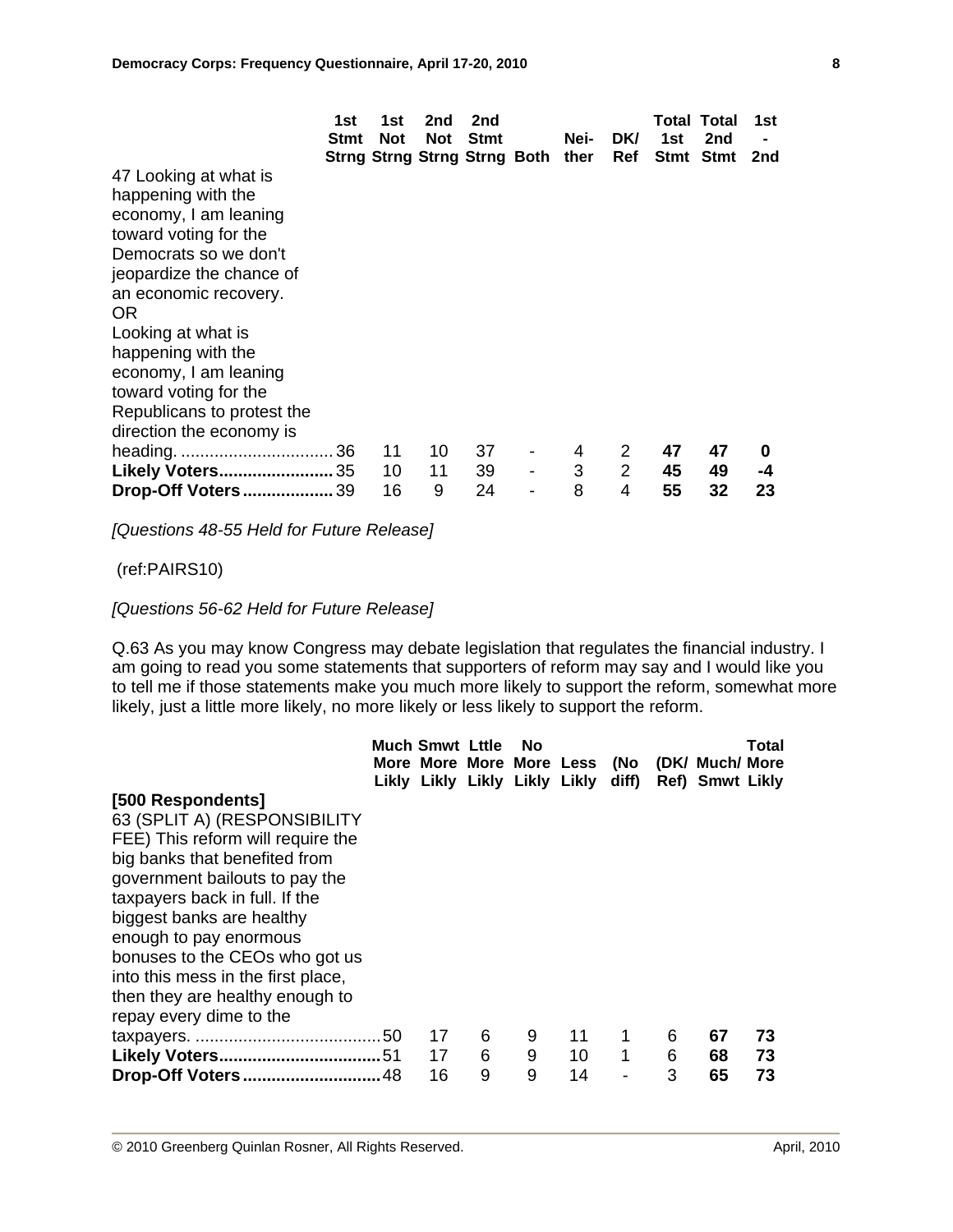| | 1st Stmt Strng | 1st Not Strng | 2nd Not Strng | 2nd Stmt Strng | Both | Nei-ther | DK/ Ref | Total 1st Stmt | Total 2nd Stmt | 1st - 2nd |
|---|---|---|---|---|---|---|---|---|---|---|
| 47 Looking at what is happening with the economy, I am leaning toward voting for the Democrats so we don't jeopardize the chance of an economic recovery. OR Looking at what is happening with the economy, I am leaning toward voting for the Republicans to protest the direction the economy is heading. | 36 | 11 | 10 | 37 | - | 4 | 2 | **47** | **47** | **0** |
| **Likely Voters** | 35 | 10 | 11 | 39 | - | 3 | 2 | **45** | **49** | **-4** |
| **Drop-Off Voters** | 39 | 16 | 9 | 24 | - | 8 | 4 | **55** | **32** | **23** |

*[Questions 48-55 Held for Future Release]*

(ref:PAIRS10)

*[Questions 56-62 Held for Future Release]*

Q.63 As you may know Congress may debate legislation that regulates the financial industry. I am going to read you some statements that supporters of reform may say and I would like you to tell me if those statements make you much more likely to support the reform, somewhat more likely, just a little more likely, no more likely or less likely to support the reform.

| | Much More Likly | Smwt More Likly | Lttle More Likly | No More Likly | Less Likly | (No diff) | (DK/ Ref) | Much/ Smwt | Total More Likly |
|---|---|---|---|---|---|---|---|---|---|
| **[500 Respondents]** 63 (SPLIT A) (RESPONSIBILITY FEE) This reform will require the big banks that benefited from government bailouts to pay the taxpayers back in full. If the biggest banks are healthy enough to pay enormous bonuses to the CEOs who got us into this mess in the first place, then they are healthy enough to repay every dime to the taxpayers. | 50 | 17 | 6 | 9 | 11 | 1 | 6 | **67** | **73** |
| **Likely Voters** | 51 | 17 | 6 | 9 | 10 | 1 | 6 | **68** | **73** |
| **Drop-Off Voters** | 48 | 16 | 9 | 9 | 14 | - | 3 | **65** | **73** |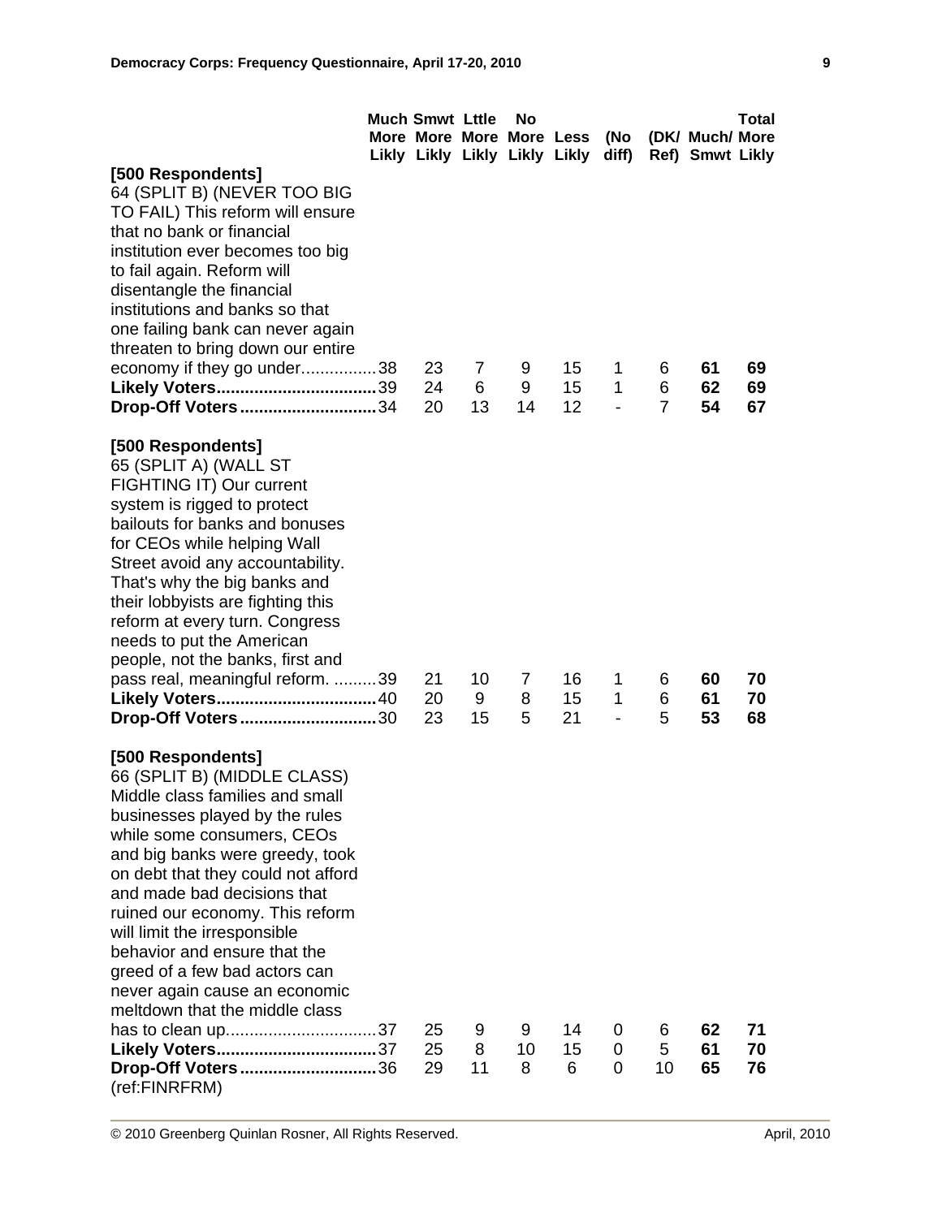| | Much More Likly | Smwt More Likly | Lttle More Likly | No More Likly | Less Likly | (No diff) | (DK/ Ref) | Much/ Smwt | Total More Likly |
|---|---|---|---|---|---|---|---|---|---|
| **[500 Respondents]** | | | | | | | | | |
| 64 (SPLIT B) (NEVER TOO BIG TO FAIL) This reform will ensure that no bank or financial institution ever becomes too big to fail again. Reform will disentangle the financial institutions and banks so that one failing bank can never again threaten to bring down our entire economy if they go under | 38 | 23 | 7 | 9 | 15 | 1 | 6 | **61** | **69** |
| **Likely Voters** | 39 | 24 | 6 | 9 | 15 | 1 | 6 | **62** | **69** |
| **Drop-Off Voters** | 34 | 20 | 13 | 14 | 12 | - | 7 | **54** | **67** |
| **[500 Respondents]** | | | | | | | | | |
| 65 (SPLIT A) (WALL ST FIGHTING IT) Our current system is rigged to protect bailouts for banks and bonuses for CEOs while helping Wall Street avoid any accountability. That's why the big banks and their lobbyists are fighting this reform at every turn. Congress needs to put the American people, not the banks, first and pass real, meaningful reform. | 39 | 21 | 10 | 7 | 16 | 1 | 6 | **60** | **70** |
| **Likely Voters** | 40 | 20 | 9 | 8 | 15 | 1 | 6 | **61** | **70** |
| **Drop-Off Voters** | 30 | 23 | 15 | 5 | 21 | - | 5 | **53** | **68** |
| **[500 Respondents]** | | | | | | | | | |
| 66 (SPLIT B) (MIDDLE CLASS) Middle class families and small businesses played by the rules while some consumers, CEOs and big banks were greedy, took on debt that they could not afford and made bad decisions that ruined our economy. This reform will limit the irresponsible behavior and ensure that the greed of a few bad actors can never again cause an economic meltdown that the middle class has to clean up | 37 | 25 | 9 | 9 | 14 | 0 | 6 | **62** | **71** |
| **Likely Voters** | 37 | 25 | 8 | 10 | 15 | 0 | 5 | **61** | **70** |
| **Drop-Off Voters** | 36 | 29 | 11 | 8 | 6 | 0 | 10 | **65** | **76** |

(ref:FINRFRM)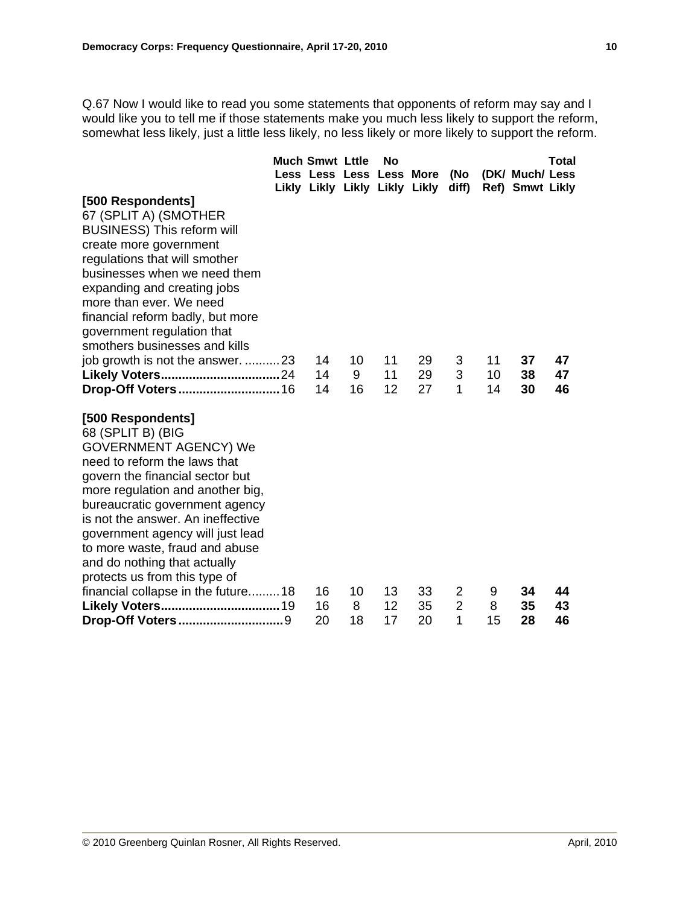Q.67 Now I would like to read you some statements that opponents of reform may say and I would like you to tell me if those statements make you much less likely to support the reform, somewhat less likely, just a little less likely, no less likely or more likely to support the reform.

| | Much Less Likly | Smwt Less Likly | Lttle Less Likly | No Less Likly | More Likly | (No diff) | (DK/ Ref) | Much/ Smwt | Total Less Likly |
|---|---|---|---|---|---|---|---|---|---|
| **[500 Respondents]** | | | | | | | | | |
| 67 (SPLIT A) (SMOTHER BUSINESS) This reform will create more government regulations that will smother businesses when we need them expanding and creating jobs more than ever. We need financial reform badly, but more government regulation that smothers businesses and kills job growth is not the answer. | 23 | 14 | 10 | 11 | 29 | 3 | 11 | **37** | **47** |
| **Likely Voters** | 24 | 14 | 9 | 11 | 29 | 3 | 10 | **38** | **47** |
| **Drop-Off Voters** | 16 | 14 | 16 | 12 | 27 | 1 | 14 | **30** | **46** |
| **[500 Respondents]** | | | | | | | | | |
| 68 (SPLIT B) (BIG GOVERNMENT AGENCY) We need to reform the laws that govern the financial sector but more regulation and another big, bureaucratic government agency is not the answer. An ineffective government agency will just lead to more waste, fraud and abuse and do nothing that actually protects us from this type of financial collapse in the future | 18 | 16 | 10 | 13 | 33 | 2 | 9 | **34** | **44** |
| **Likely Voters** | 19 | 16 | 8 | 12 | 35 | 2 | 8 | **35** | **43** |
| **Drop-Off Voters** | 9 | 20 | 18 | 17 | 20 | 1 | 15 | **28** | **46** |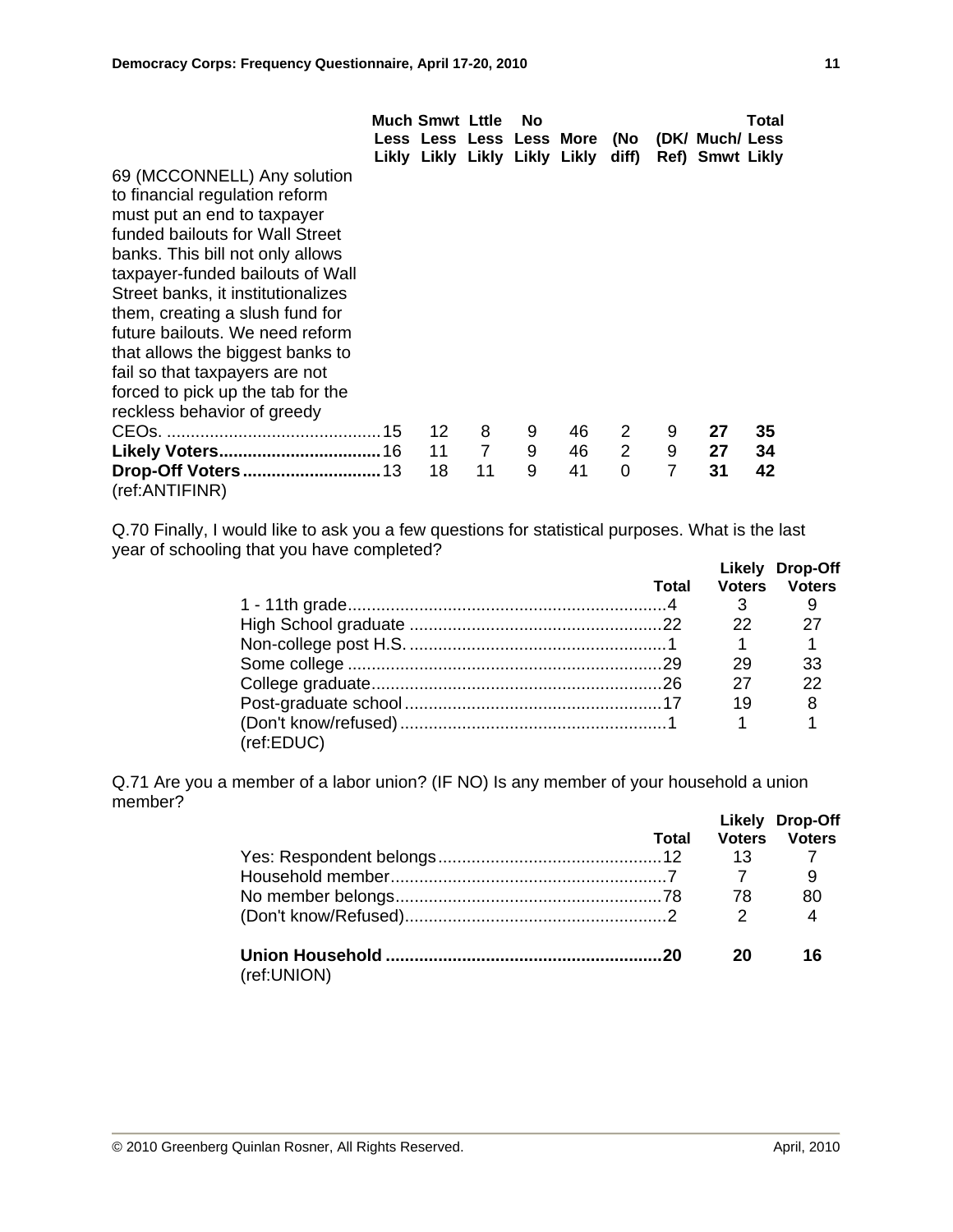| | Much Less Likly | Smwt Less Likly | Lttle Less Likly | No Less Likly | More Likly | (No diff) | (DK/ Ref) | Much/ Smwt | Total Less Likly |
|---|---|---|---|---|---|---|---|---|---|
| 69 (MCCONNELL) Any solution to financial regulation reform must put an end to taxpayer funded bailouts for Wall Street banks. This bill not only allows taxpayer-funded bailouts of Wall Street banks, it institutionalizes them, creating a slush fund for future bailouts. We need reform that allows the biggest banks to fail so that taxpayers are not forced to pick up the tab for the reckless behavior of greedy CEOs. | 15 | 12 | 8 | 9 | 46 | 2 | 9 | **27** | **35** |
| **Likely Voters** | 16 | 11 | 7 | 9 | 46 | 2 | 9 | **27** | **34** |
| **Drop-Off Voters** | 13 | 18 | 11 | 9 | 41 | 0 | 7 | **31** | **42** |

(ref:ANTIFINR)

Q.70 Finally, I would like to ask you a few questions for statistical purposes. What is the last year of schooling that you have completed?

| | Total | Likely Voters | Drop-Off Voters |
|---|---|---|---|
| 1 - 11th grade | 4 | 3 | 9 |
| High School graduate | 22 | 22 | 27 |
| Non-college post H.S. | 1 | 1 | 1 |
| Some college | 29 | 29 | 33 |
| College graduate | 26 | 27 | 22 |
| Post-graduate school | 17 | 19 | 8 |
| (Don't know/refused) | 1 | 1 | 1 |

(ref:EDUC)

Q.71 Are you a member of a labor union? (IF NO) Is any member of your household a union member?

| | Total | Likely Voters | Drop-Off Voters |
|---|---|---|---|
| Yes: Respondent belongs | 12 | 13 | 7 |
| Household member | 7 | 7 | 9 |
| No member belongs | 78 | 78 | 80 |
| (Don't know/Refused) | 2 | 2 | 4 |
| **Union Household** | **20** | **20** | **16** |

(ref:UNION)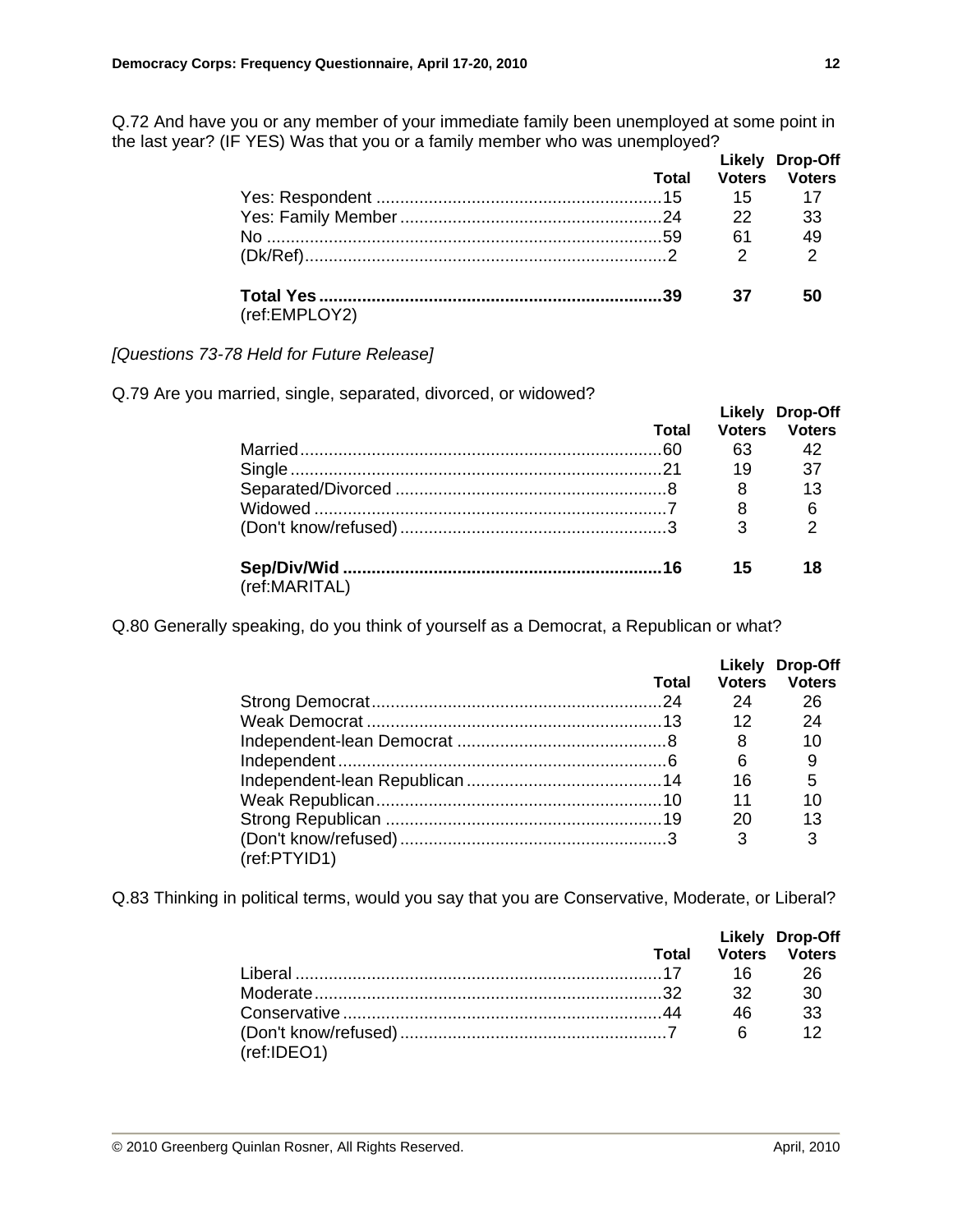Q.72 And have you or any member of your immediate family been unemployed at some point in the last year? (IF YES) Was that you or a family member who was unemployed?

| | Total | Likely Voters | Drop-Off Voters |
|---|---|---|---|
| Yes: Respondent | 15 | 15 | 17 |
| Yes: Family Member | 24 | 22 | 33 |
| No | 59 | 61 | 49 |
| (Dk/Ref) | 2 | 2 | 2 |
| **Total Yes** | **39** | **37** | **50** |

(ref:EMPLOY2)

*[Questions 73-78 Held for Future Release]*

Q.79 Are you married, single, separated, divorced, or widowed?

| | Total | Likely Voters | Drop-Off Voters |
|---|---|---|---|
| Married | 60 | 63 | 42 |
| Single | 21 | 19 | 37 |
| Separated/Divorced | 8 | 8 | 13 |
| Widowed | 7 | 8 | 6 |
| (Don't know/refused) | 3 | 3 | 2 |
| **Sep/Div/Wid** | **16** | **15** | **18** |

(ref:MARITAL)

Q.80 Generally speaking, do you think of yourself as a Democrat, a Republican or what?

| | Total | Likely Voters | Drop-Off Voters |
|---|---|---|---|
| Strong Democrat | 24 | 24 | 26 |
| Weak Democrat | 13 | 12 | 24 |
| Independent-lean Democrat | 8 | 8 | 10 |
| Independent | 6 | 6 | 9 |
| Independent-lean Republican | 14 | 16 | 5 |
| Weak Republican | 10 | 11 | 10 |
| Strong Republican | 19 | 20 | 13 |
| (Don't know/refused) | 3 | 3 | 3 |

(ref:PTYID1)

Q.83 Thinking in political terms, would you say that you are Conservative, Moderate, or Liberal?

| | Total | Likely Voters | Drop-Off Voters |
|---|---|---|---|
| Liberal | 17 | 16 | 26 |
| Moderate | 32 | 32 | 30 |
| Conservative | 44 | 46 | 33 |
| (Don't know/refused) | 7 | 6 | 12 |

(ref:IDEO1)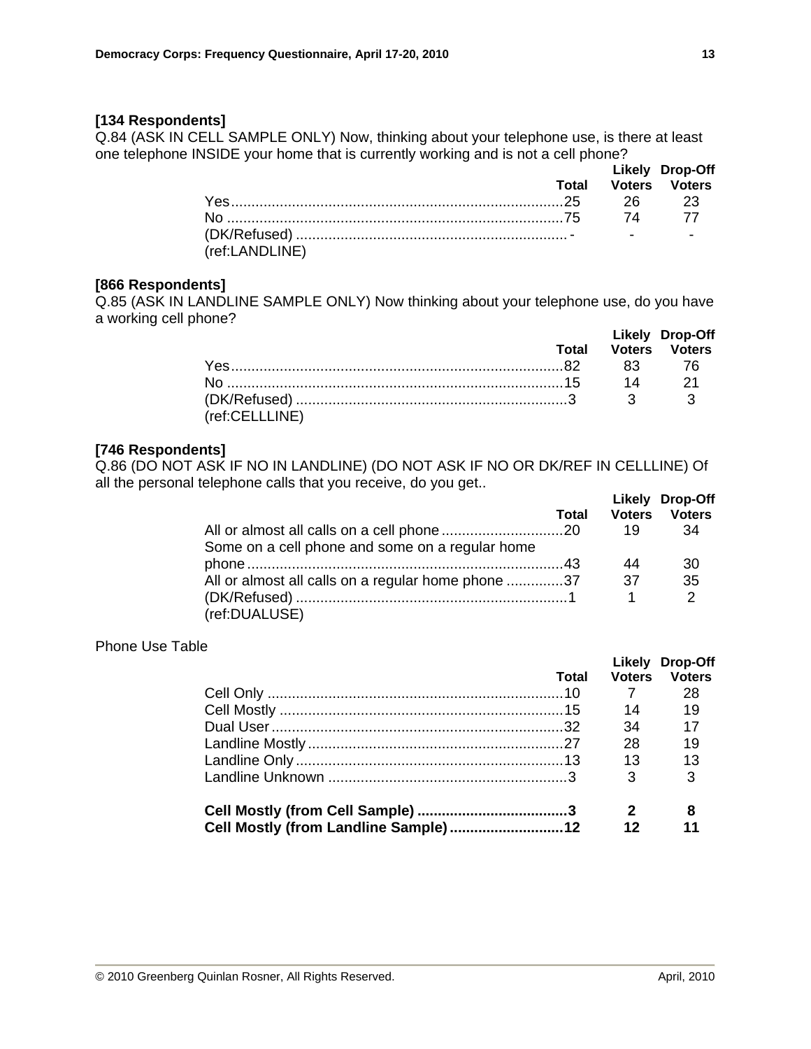**[134 Respondents]**
Q.84 (ASK IN CELL SAMPLE ONLY) Now, thinking about your telephone use, is there at least one telephone INSIDE your home that is currently working and is not a cell phone?

| | Total | Likely Voters | Drop-Off Voters |
|---|---|---|---|
| Yes | 25 | 26 | 23 |
| No | 75 | 74 | 77 |
| (DK/Refused) | - | - | - |

(ref:LANDLINE)

**[866 Respondents]**
Q.85 (ASK IN LANDLINE SAMPLE ONLY) Now thinking about your telephone use, do you have a working cell phone?

| | Total | Likely Voters | Drop-Off Voters |
|---|---|---|---|
| Yes | 82 | 83 | 76 |
| No | 15 | 14 | 21 |
| (DK/Refused) | 3 | 3 | 3 |

(ref:CELLLINE)

**[746 Respondents]**
Q.86 (DO NOT ASK IF NO IN LANDLINE) (DO NOT ASK IF NO OR DK/REF IN CELLLINE) Of all the personal telephone calls that you receive, do you get..

| | Total | Likely Voters | Drop-Off Voters |
|---|---|---|---|
| All or almost all calls on a cell phone | 20 | 19 | 34 |
| Some on a cell phone and some on a regular home phone | 43 | 44 | 30 |
| All or almost all calls on a regular home phone | 37 | 37 | 35 |
| (DK/Refused) | 1 | 1 | 2 |

(ref:DUALUSE)

Phone Use Table

| | Total | Likely Voters | Drop-Off Voters |
|---|---|---|---|
| Cell Only | 10 | 7 | 28 |
| Cell Mostly | 15 | 14 | 19 |
| Dual User | 32 | 34 | 17 |
| Landline Mostly | 27 | 28 | 19 |
| Landline Only | 13 | 13 | 13 |
| Landline Unknown | 3 | 3 | 3 |
| **Cell Mostly (from Cell Sample)** | **3** | **2** | **8** |
| **Cell Mostly (from Landline Sample)** | **12** | **12** | **11** |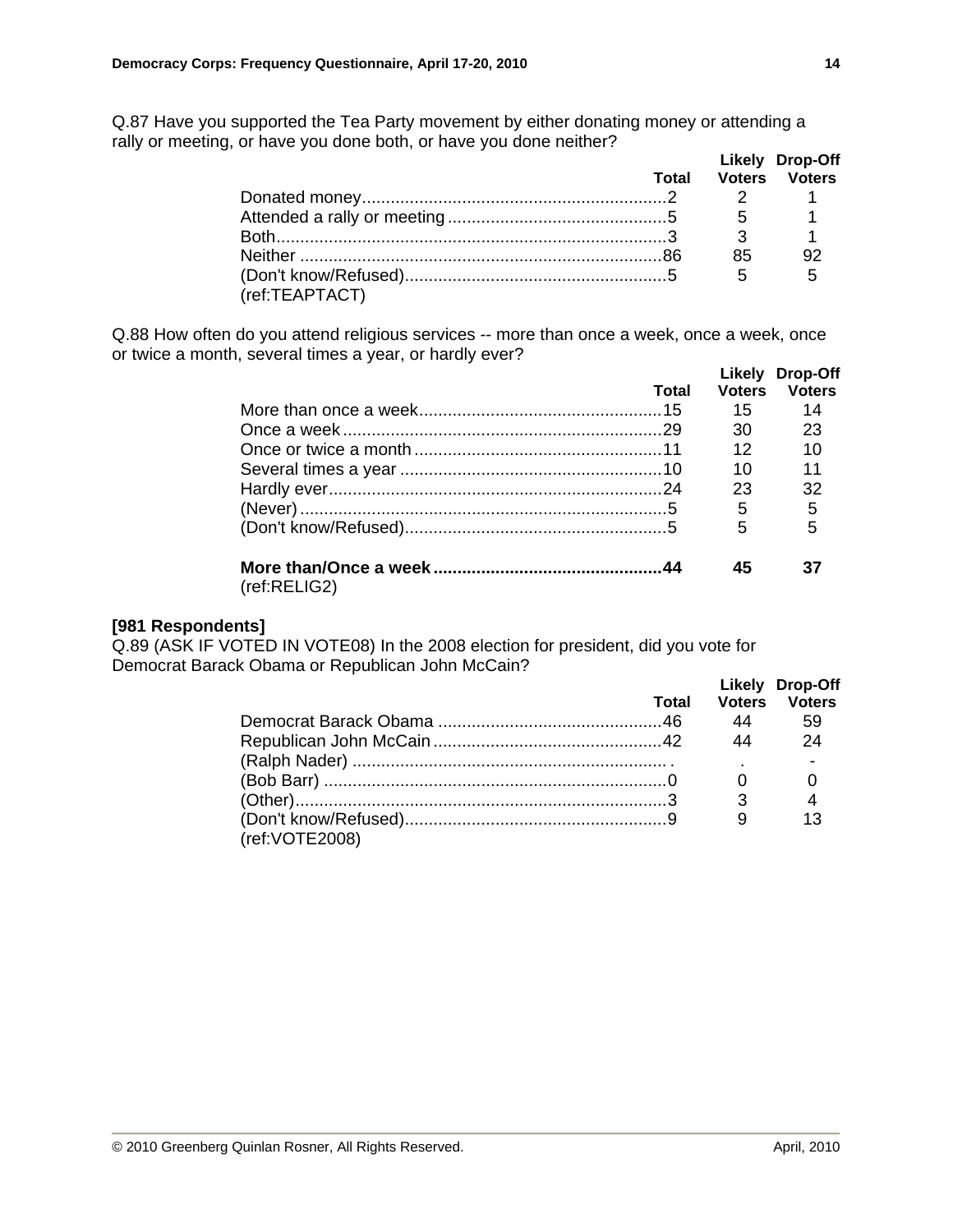Q.87 Have you supported the Tea Party movement by either donating money or attending a rally or meeting, or have you done both, or have you done neither?

| | Total | Likely Voters | Drop-Off Voters |
|---|---|---|---|
| Donated money | 2 | 2 | 1 |
| Attended a rally or meeting | 5 | 5 | 1 |
| Both | 3 | 3 | 1 |
| Neither | 86 | 85 | 92 |
| (Don't know/Refused) | 5 | 5 | 5 |

(ref:TEAPTACT)

Q.88 How often do you attend religious services -- more than once a week, once a week, once or twice a month, several times a year, or hardly ever?

| | Total | Likely Voters | Drop-Off Voters |
|---|---|---|---|
| More than once a week | 15 | 15 | 14 |
| Once a week | 29 | 30 | 23 |
| Once or twice a month | 11 | 12 | 10 |
| Several times a year | 10 | 10 | 11 |
| Hardly ever | 24 | 23 | 32 |
| (Never) | 5 | 5 | 5 |
| (Don't know/Refused) | 5 | 5 | 5 |
| **More than/Once a week** | **44** | **45** | **37** |

(ref:RELIG2)

**[981 Respondents]**

Q.89 (ASK IF VOTED IN VOTE08) In the 2008 election for president, did you vote for Democrat Barack Obama or Republican John McCain?

| | Total | Likely Voters | Drop-Off Voters |
|---|---|---|---|
| Democrat Barack Obama | 46 | 44 | 59 |
| Republican John McCain | 42 | 44 | 24 |
| (Ralph Nader) | . | . | - |
| (Bob Barr) | 0 | 0 | 0 |
| (Other) | 3 | 3 | 4 |
| (Don't know/Refused) | 9 | 9 | 13 |

(ref:VOTE2008)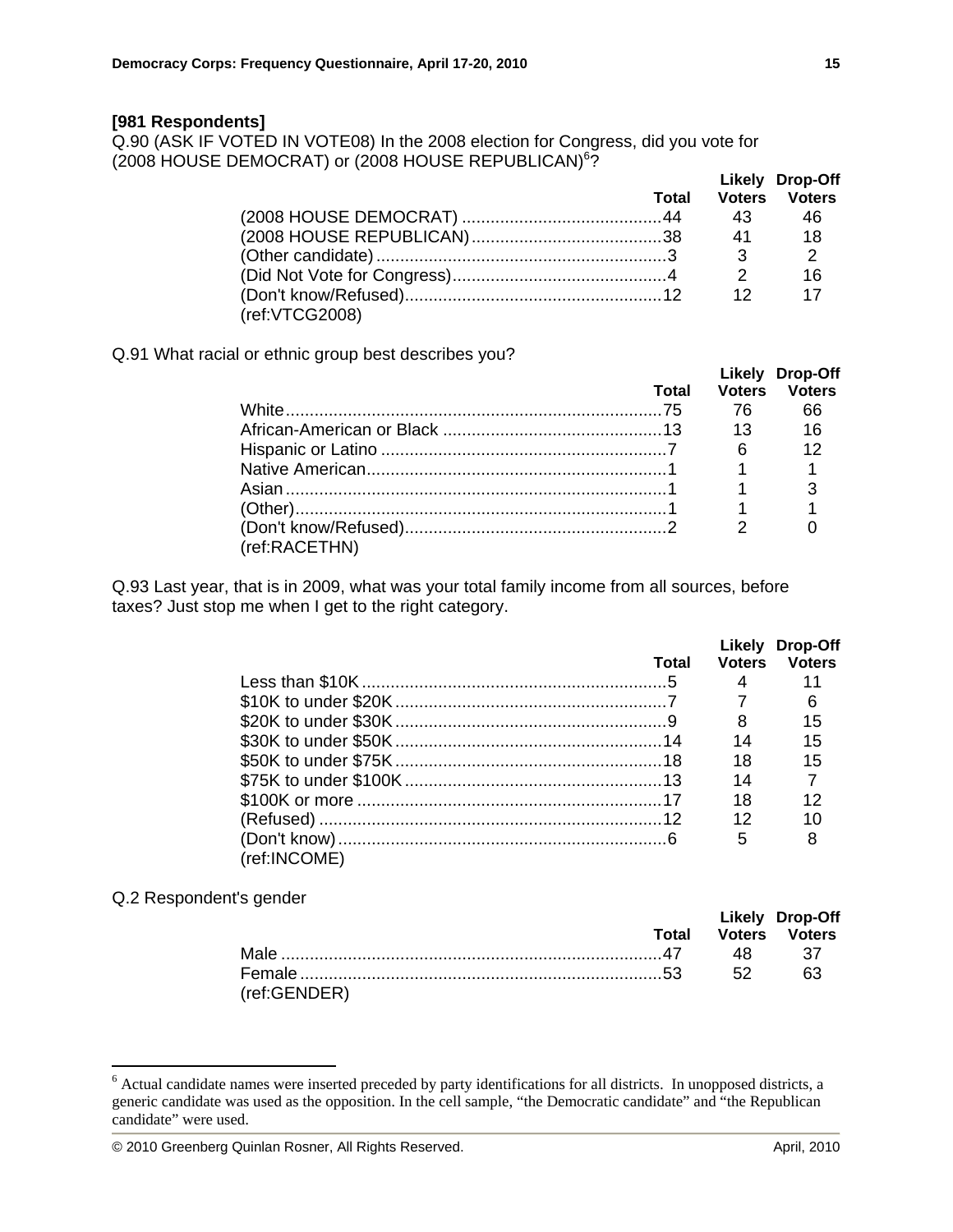**[981 Respondents]**

Q.90 (ASK IF VOTED IN VOTE08) In the 2008 election for Congress, did you vote for (2008 HOUSE DEMOCRAT) or (2008 HOUSE REPUBLICAN)[6]?

| | Total | Likely Voters | Drop-Off Voters |
|---|---|---|---|
| (2008 HOUSE DEMOCRAT) | 44 | 43 | 46 |
| (2008 HOUSE REPUBLICAN) | 38 | 41 | 18 |
| (Other candidate) | 3 | 3 | 2 |
| (Did Not Vote for Congress) | 4 | 2 | 16 |
| (Don't know/Refused) | 12 | 12 | 17 |

(ref:VTCG2008)

Q.91 What racial or ethnic group best describes you?

| | Total | Likely Voters | Drop-Off Voters |
|---|---|---|---|
| White | 75 | 76 | 66 |
| African-American or Black | 13 | 13 | 16 |
| Hispanic or Latino | 7 | 6 | 12 |
| Native American | 1 | 1 | 1 |
| Asian | 1 | 1 | 3 |
| (Other) | 1 | 1 | 1 |
| (Don't know/Refused) | 2 | 2 | 0 |

(ref:RACETHN)

Q.93 Last year, that is in 2009, what was your total family income from all sources, before taxes? Just stop me when I get to the right category.

| | Total | Likely Voters | Drop-Off Voters |
|---|---|---|---|
| Less than $10K | 5 | 4 | 11 |
| $10K to under $20K | 7 | 7 | 6 |
| $20K to under $30K | 9 | 8 | 15 |
| $30K to under $50K | 14 | 14 | 15 |
| $50K to under $75K | 18 | 18 | 15 |
| $75K to under $100K | 13 | 14 | 7 |
| $100K or more | 17 | 18 | 12 |
| (Refused) | 12 | 12 | 10 |
| (Don't know) | 6 | 5 | 8 |

(ref:INCOME)

Q.2 Respondent's gender

| | Total | Likely Voters | Drop-Off Voters |
|---|---|---|---|
| Male | 47 | 48 | 37 |
| Female | 53 | 52 | 63 |

(ref:GENDER)

[6] Actual candidate names were inserted preceded by party identifications for all districts. In unopposed districts, a generic candidate was used as the opposition. In the cell sample, "the Democratic candidate" and "the Republican candidate" were used.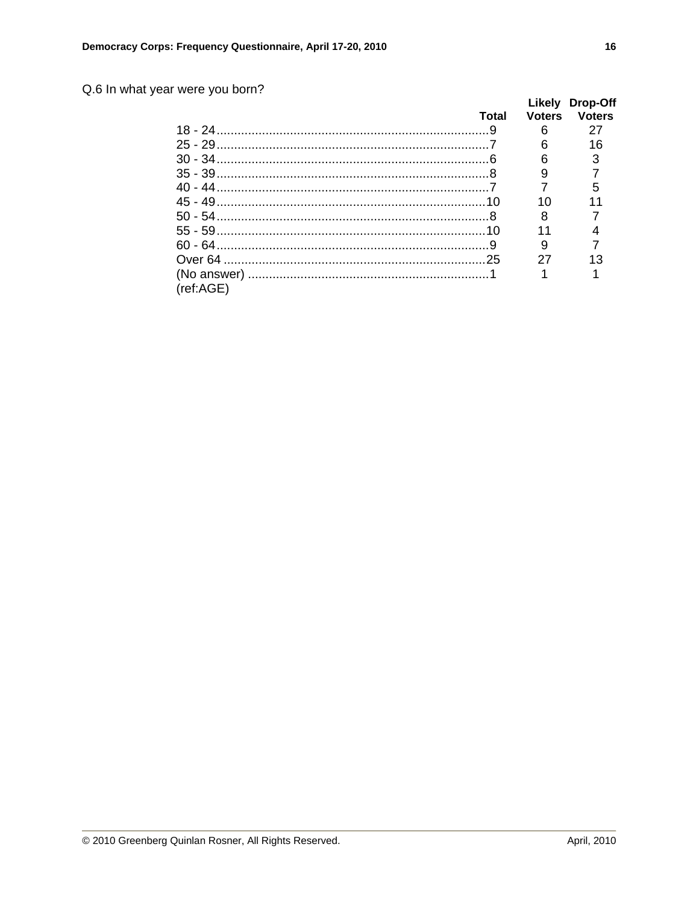Q.6 In what year were you born?

| | Total | Likely Voters | Drop-Off Voters |
|---|---|---|---|
| 18 - 24 | 9 | 6 | 27 |
| 25 - 29 | 7 | 6 | 16 |
| 30 - 34 | 6 | 6 | 3 |
| 35 - 39 | 8 | 9 | 7 |
| 40 - 44 | 7 | 7 | 5 |
| 45 - 49 | 10 | 10 | 11 |
| 50 - 54 | 8 | 8 | 7 |
| 55 - 59 | 10 | 11 | 4 |
| 60 - 64 | 9 | 9 | 7 |
| Over 64 | 25 | 27 | 13 |
| (No answer) | 1 | 1 | 1 |

(ref:AGE)